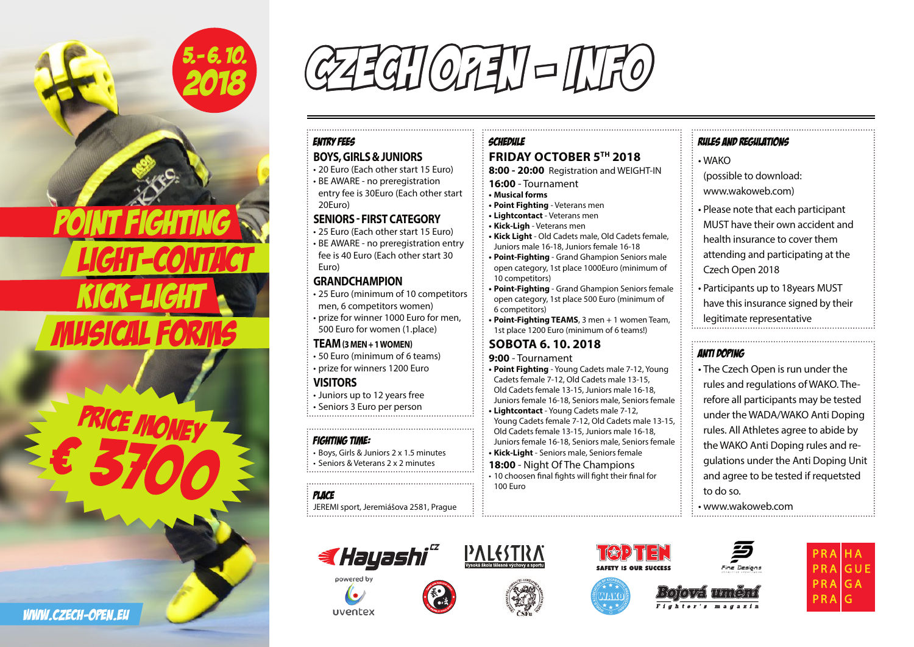5.-6. 10. 2018

POINT FIGHTING
LIGHT-CONTACT
KICK-LIGHT
MUSICAL FORMS

PRICE MONEY € 3700

WWW.CZECH-OPEN.EU

# CZECH OPEN - INFO

## ENTRY FEES

### BOYS, GIRLS & JUNIORS

- 20 Euro (Each other start 15 Euro)
- BE AWARE - no preregistration entry fee is 30Euro (Each other start 20Euro)

### SENIORS - FIRST CATEGORY

- 25 Euro (Each other start 15 Euro)
- BE AWARE - no preregistration entry fee is 40 Euro (Each other start 30 Euro)

### GRANDCHAMPION

- 25 Euro (minimum of 10 competitors men, 6 competitors women)
- prize for winner 1000 Euro for men, 500 Euro for women (1.place)

### TEAM (3 MEN + 1 WOMEN)

- 50 Euro (minimum of 6 teams)
- prize for winners 1200 Euro

### VISITORS

- Juniors up to 12 years free
- Seniors 3 Euro per person

## FIGHTING TIME:

- Boys, Girls & Juniors 2 x 1.5 minutes
- Seniors & Veterans 2 x 2 minutes

## PLACE

JEREMI sport, Jeremiášova 2581, Prague

## SCHEDULE

### FRIDAY OCTOBER 5TH 2018

**8:00 - 20:00** Registration and WEIGHT-IN

**16:00** - Tournament

- **Musical forms**
- **Point Fighting** - Veterans men
- **Lightcontact** - Veterans men
- **Kick-Ligh** - Veterans men
- **Kick Light** - Old Cadets male, Old Cadets female, Juniors male 16-18, Juniors female 16-18
- **Point-Fighting** - Grand Ghampion Seniors male open category, 1st place 1000Euro (minimum of 10 competitors)
- **Point-Fighting** - Grand Ghampion Seniors female open category, 1st place 500 Euro (minimum of 6 competitors)
- **Point-Fighting TEAMS**, 3 men + 1 women Team, 1st place 1200 Euro (minimum of 6 teams!)

### SOBOTA 6. 10. 2018

**9:00** - Tournament

- **Point Fighting** - Young Cadets male 7-12, Young Cadets female 7-12, Old Cadets male 13-15, Old Cadets female 13-15, Juniors male 16-18, Juniors female 16-18, Seniors male, Seniors female
- **Lightcontact** - Young Cadets male 7-12, Young Cadets female 7-12, Old Cadets male 13-15, Old Cadets female 13-15, Juniors male 16-18, Juniors female 16-18, Seniors male, Seniors female
- **Kick-Light** - Seniors male, Seniors female

**18:00** - Night Of The Champions

- 10 choosen final fights will fight their final for 100 Euro

## RULES AND REGULATIONS

- WAKO (possible to download: www.wakoweb.com)
- Please note that each participant MUST have their own accident and health insurance to cover them attending and participating at the Czech Open 2018
- Participants up to 18years MUST have this insurance signed by their legitimate representative

## ANTI DOPING

- The Czech Open is run under the rules and regulations of WAKO. Therefore all participants may be tested under the WADA/WAKO Anti Doping rules. All Athletes agree to abide by the WAKO Anti Doping rules and regulations under the Anti Doping Unit and agree to be tested if requetsted to do so.
- www.wakoweb.com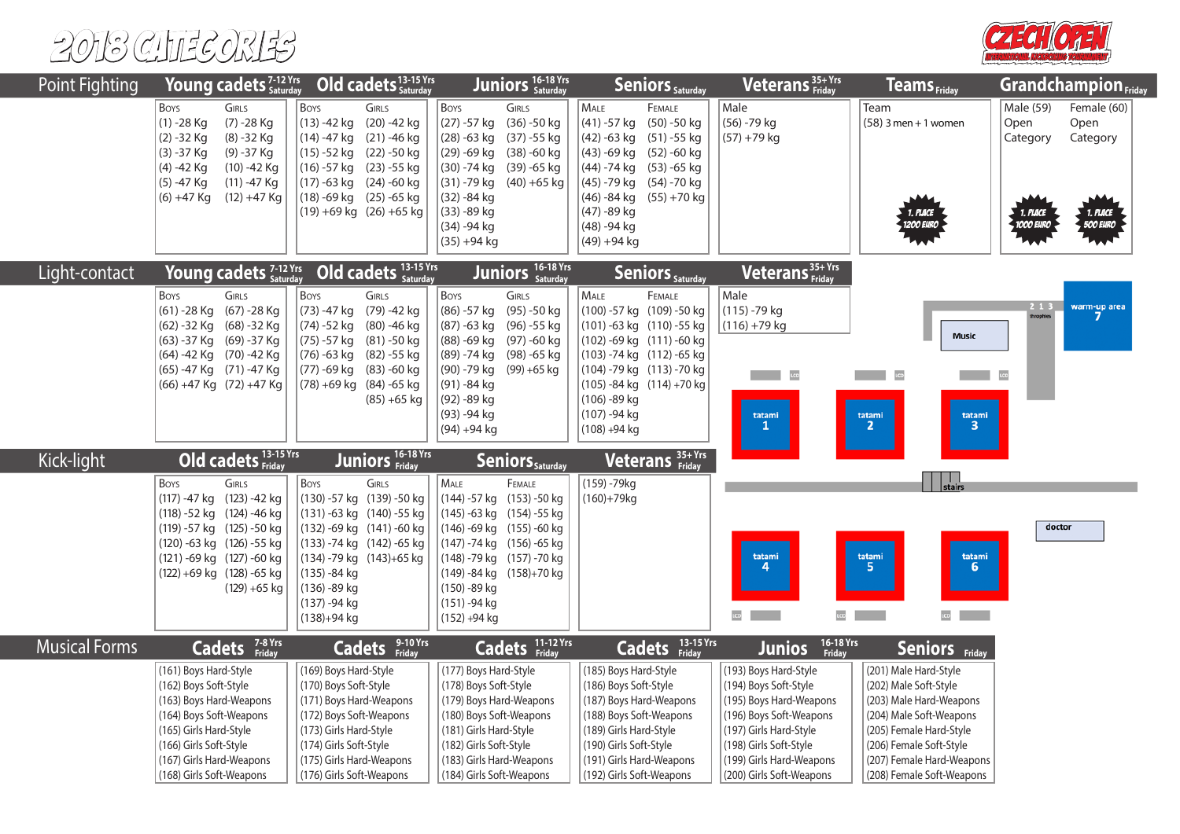# 2018 CATEGORIES

**CZECH OPEN** — International Kickboxing Tournament

## Point Fighting

| Young cadets 7-12 Yrs Saturday | | Old cadets 13-15 Yrs Saturday | | Juniors 16-18 Yrs Saturday | | Seniors Saturday | | Veterans 35+ Yrs Friday | Teams Friday | Grandchampion Friday | |
|---|---|---|---|---|---|---|---|---|---|---|---|
| Boys | Girls | Boys | Girls | Boys | Girls | Male | Female | Male | Team | Male (59) | Female (60) |
| (1) -28 Kg | (7) -28 Kg | (13) -42 kg | (20) -42 kg | (27) -57 kg | (36) -50 kg | (41) -57 kg | (50) -50 kg | (56) -79 kg | (58) 3 men + 1 women | Open | Open |
| (2) -32 Kg | (8) -32 Kg | (14) -47 kg | (21) -46 kg | (28) -63 kg | (37) -55 kg | (42) -63 kg | (51) -55 kg | (57) +79 kg | | Category | Category |
| (3) -37 Kg | (9) -37 Kg | (15) -52 kg | (22) -50 kg | (29) -69 kg | (38) -60 kg | (43) -69 kg | (52) -60 kg | | | | |
| (4) -42 Kg | (10) -42 Kg | (16) -57 kg | (23) -55 kg | (30) -74 kg | (39) -65 kg | (44) -74 kg | (53) -65 kg | | | | |
| (5) -47 Kg | (11) -47 Kg | (17) -63 kg | (24) -60 kg | (31) -79 kg | (40) +65 kg | (45) -79 kg | (54) -70 kg | | | | |
| (6) +47 Kg | (12) +47 Kg | (18) -69 kg | (25) -65 kg | (32) -84 kg | | (46) -84 kg | (55) +70 kg | | | | |
| | | (19) +69 kg | (26) +65 kg | (33) -89 kg | | (47) -89 kg | | | | | |
| | | | | (34) -94 kg | | (48) -94 kg | | | | | |
| | | | | (35) +94 kg | | (49) +94 kg | | | 1. PLACE 1200 EURO | 1. PLACE 1000 EURO | 1. PLACE 500 EURO |

## Light-contact

| Young cadets 7-12 Yrs Saturday | | Old cadets 13-15 Yrs Saturday | | Juniors 16-18 Yrs Saturday | | Seniors Saturday | | Veterans 35+ Yrs Friday |
|---|---|---|---|---|---|---|---|---|
| Boys | Girls | Boys | Girls | Boys | Girls | Male | Female | Male |
| (61) -28 Kg | (67) -28 Kg | (73) -47 kg | (79) -42 kg | (86) -57 kg | (95) -50 kg | (100) -57 kg | (109) -50 kg | (115) -79 kg |
| (62) -32 Kg | (68) -32 Kg | (74) -52 kg | (80) -46 kg | (87) -63 kg | (96) -55 kg | (101) -63 kg | (110) -55 kg | (116) +79 kg |
| (63) -37 Kg | (69) -37 Kg | (75) -57 kg | (81) -50 kg | (88) -69 kg | (97) -60 kg | (102) -69 kg | (111) -60 kg | |
| (64) -42 Kg | (70) -42 Kg | (76) -63 kg | (82) -55 kg | (89) -74 kg | (98) -65 kg | (103) -74 kg | (112) -65 kg | |
| (65) -47 Kg | (71) -47 Kg | (77) -69 kg | (83) -60 kg | (90) -79 kg | (99) +65 kg | (104) -79 kg | (113) -70 kg | |
| (66) +47 Kg | (72) +47 Kg | (78) +69 kg | (84) -65 kg | (91) -84 kg | | (105) -84 kg | (114) +70 kg | |
| | | | (85) +65 kg | (92) -89 kg | | (106) -89 kg | | |
| | | | | (93) -94 kg | | (107) -94 kg | | |
| | | | | (94) +94 kg | | (108) +94 kg | | |

## Kick-light

| Old cadets 13-15 Yrs Friday | | Juniors 16-18 Yrs Friday | | Seniors Saturday | | Veterans 35+ Yrs Friday |
|---|---|---|---|---|---|---|
| Boys | Girls | Boys | Girls | Male | Female | |
| (117) -47 kg | (123) -42 kg | (130) -57 kg | (139) -50 kg | (144) -57 kg | (153) -50 kg | (159) -79kg |
| (118) -52 kg | (124) -46 kg | (131) -63 kg | (140) -55 kg | (145) -63 kg | (154) -55 kg | (160)+79kg |
| (119) -57 kg | (125) -50 kg | (132) -69 kg | (141) -60 kg | (146) -69 kg | (155) -60 kg | |
| (120) -63 kg | (126) -55 kg | (133) -74 kg | (142) -65 kg | (147) -74 kg | (156) -65 kg | |
| (121) -69 kg | (127) -60 kg | (134) -79 kg | (143)+65 kg | (148) -79 kg | (157) -70 kg | |
| (122) +69 kg | (128) -65 kg | (135) -84 kg | | (149) -84 kg | (158)+70 kg | |
| | (129) +65 kg | (136) -89 kg | | (150) -89 kg | | |
| | | (137) -94 kg | | (151) -94 kg | | |
| | | (138)+94 kg | | (152) +94 kg | | |

## Musical Forms

| Cadets 7-8 Yrs Friday | Cadets 9-10 Yrs Friday | Cadets 11-12 Yrs Friday | Cadets 13-15 Yrs Friday | Junios 16-18 Yrs Friday | Seniors Friday |
|---|---|---|---|---|---|
| (161) Boys Hard-Style | (169) Boys Hard-Style | (177) Boys Hard-Style | (185) Boys Hard-Style | (193) Boys Hard-Style | (201) Male Hard-Style |
| (162) Boys Soft-Style | (170) Boys Soft-Style | (178) Boys Soft-Style | (186) Boys Soft-Style | (194) Boys Soft-Style | (202) Male Soft-Style |
| (163) Boys Hard-Weapons | (171) Boys Hard-Weapons | (179) Boys Hard-Weapons | (187) Boys Hard-Weapons | (195) Boys Hard-Weapons | (203) Male Hard-Weapons |
| (164) Boys Soft-Weapons | (172) Boys Soft-Weapons | (180) Boys Soft-Weapons | (188) Boys Soft-Weapons | (196) Boys Soft-Weapons | (204) Male Soft-Weapons |
| (165) Girls Hard-Style | (173) Girls Hard-Style | (181) Girls Hard-Style | (189) Girls Hard-Style | (197) Girls Hard-Style | (205) Female Hard-Style |
| (166) Girls Soft-Style | (174) Girls Soft-Style | (182) Girls Soft-Style | (190) Girls Soft-Style | (198) Girls Soft-Style | (206) Female Soft-Style |
| (167) Girls Hard-Weapons | (175) Girls Hard-Weapons | (183) Girls Hard-Weapons | (191) Girls Hard-Weapons | (199) Girls Hard-Weapons | (207) Female Hard-Weapons |
| (168) Girls Soft-Weapons | (176) Girls Soft-Weapons | (184) Girls Soft-Weapons | (192) Girls Soft-Weapons | (200) Girls Soft-Weapons | (208) Female Soft-Weapons |

warm-up area 7

Music

2 1 3 trophies

LCD

tatami 1

tatami 2

tatami 3

stairs

doctor

tatami 4

tatami 5

tatami 6